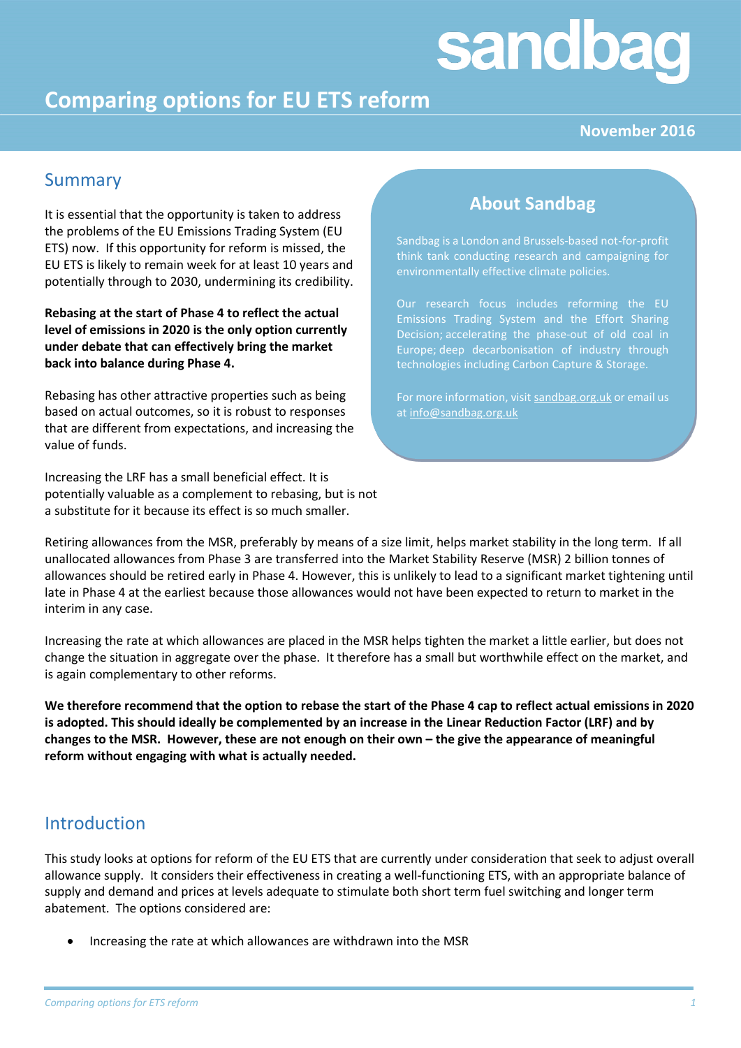# Comparing options for EU ETS reform

**November 2016**

## Summary

It is essential that the opportunity is taken to address the problems of the EU Emissions Trading System (EU ETS) now. If this opportunity for reform is missed, the EU ETS is likely to remain week for at least 10 years and potentially through to 2030, undermining its credibility.

**Rebasing at the start of Phase 4 to reflect the actual level of emissions in 2020 is the only option currently under debate that can effectively bring the market back into balance during Phase 4.**

Rebasing has other attractive properties such as being based on actual outcomes, so it is robust to responses that are different from expectations, and increasing the value of funds.

Increasing the LRF has a small beneficial effect. It is potentially valuable as a complement to rebasing, but is not a substitute for it because its effect is so much smaller.

Retiring allowances from the MSR, preferably by means of a size limit, helps market stability in the long term. If all unallocated allowances from Phase 3 are transferred into the Market Stability Reserve (MSR) 2 billion tonnes of allowances should be retired early in Phase 4. However, this is unlikely to lead to a significant market tightening until late in Phase 4 at the earliest because those allowances would not have been expected to return to market in the interim in any case.

Increasing the rate at which allowances are placed in the MSR helps tighten the market a little earlier, but does not change the situation in aggregate over the phase. It therefore has a small but worthwhile effect on the market, and is again complementary to other reforms.

**We therefore recommend that the option to rebase the start of the Phase 4 cap to reflect actual emissions in 2020 is adopted. This should ideally be complemented by an increase in the Linear Reduction Factor (LRF) and by changes to the MSR. However, these are not enough on their own – the give the appearance of meaningful reform without engaging with what is actually needed.**

### About Sandbag

Sandbag is a London and Brussels-based not-for-profit think tank conducting research and campaigning for environmentally effective climate policies.

Our research focus includes reforming the EU Emissions Trading System and the Effort Sharing Decision; accelerating the phase-out of old coal in Europe; deep decarbonisation of industry through technologies including Carbon Capture & Storage.

For more information, visit sandbag.org.uk or email us at info@sandbag.org.uk

## Introduction

This study looks at options for reform of the EU ETS that are currently under consideration that seek to adjust overall allowance supply. It considers their effectiveness in creating a well-functioning ETS, with an appropriate balance of supply and demand and prices at levels adequate to stimulate both short term fuel switching and longer term abatement. The options considered are:

- Increasing the rate at which allowances are withdrawn into the MSR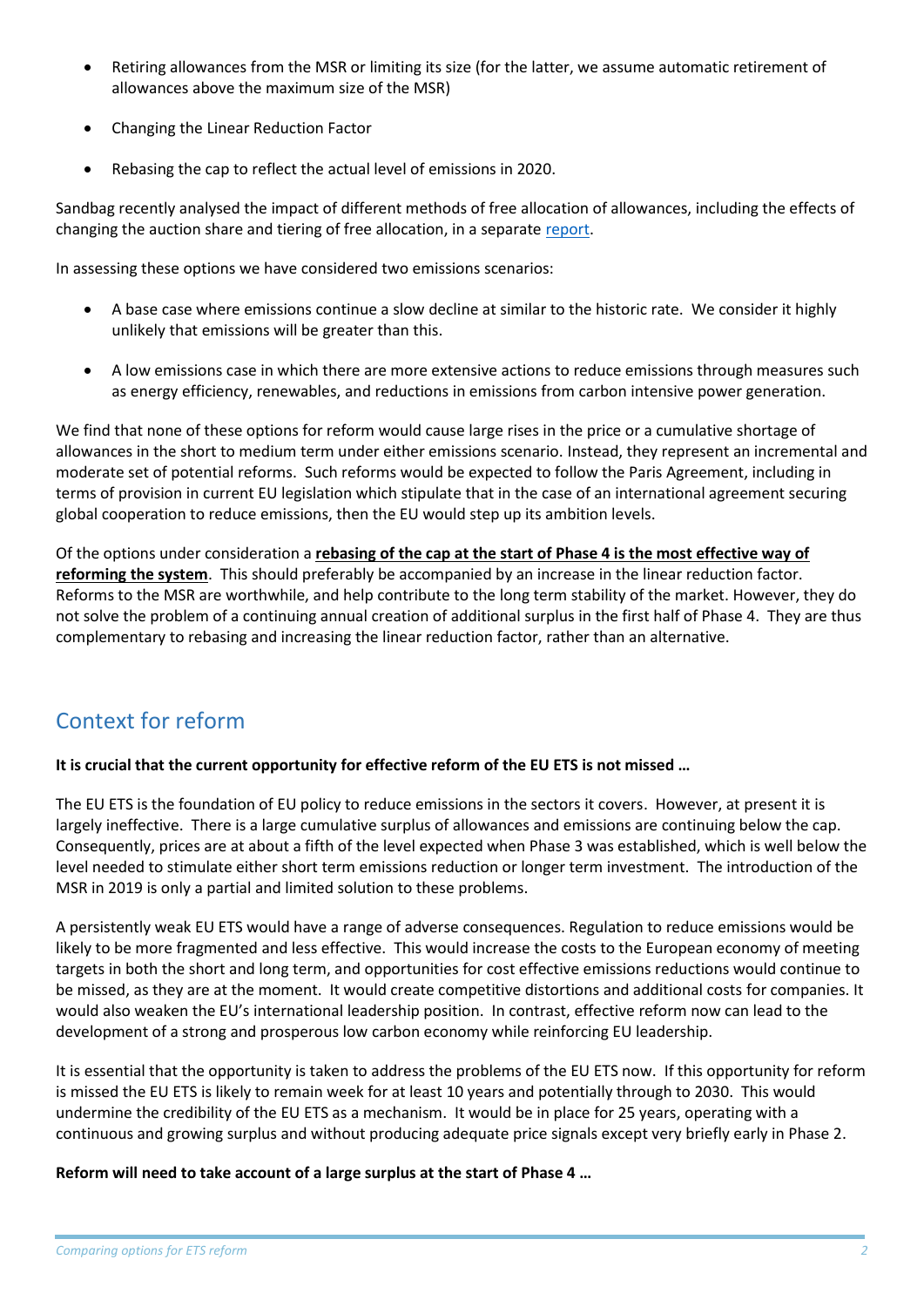- Retiring allowances from the MSR or limiting its size (for the latter, we assume automatic retirement of allowances above the maximum size of the MSR)
- Changing the Linear Reduction Factor
- Rebasing the cap to reflect the actual level of emissions in 2020.

Sandbag recently analysed the impact of different methods of free allocation of allowances, including the effects of changing the auction share and tiering of free allocation, in a separate report.

In assessing these options we have considered two emissions scenarios:

- A base case where emissions continue a slow decline at similar to the historic rate. We consider it highly unlikely that emissions will be greater than this.
- A low emissions case in which there are more extensive actions to reduce emissions through measures such as energy efficiency, renewables, and reductions in emissions from carbon intensive power generation.

We find that none of these options for reform would cause large rises in the price or a cumulative shortage of allowances in the short to medium term under either emissions scenario. Instead, they represent an incremental and moderate set of potential reforms. Such reforms would be expected to follow the Paris Agreement, including in terms of provision in current EU legislation which stipulate that in the case of an international agreement securing global cooperation to reduce emissions, then the EU would step up its ambition levels.

Of the options under consideration a **rebasing of the cap at the start of Phase 4 is the most effective way of reforming the system**. This should preferably be accompanied by an increase in the linear reduction factor. Reforms to the MSR are worthwhile, and help contribute to the long term stability of the market. However, they do not solve the problem of a continuing annual creation of additional surplus in the first half of Phase 4. They are thus complementary to rebasing and increasing the linear reduction factor, rather than an alternative.

## Context for reform

**It is crucial that the current opportunity for effective reform of the EU ETS is not missed …**

The EU ETS is the foundation of EU policy to reduce emissions in the sectors it covers. However, at present it is largely ineffective. There is a large cumulative surplus of allowances and emissions are continuing below the cap. Consequently, prices are at about a fifth of the level expected when Phase 3 was established, which is well below the level needed to stimulate either short term emissions reduction or longer term investment. The introduction of the MSR in 2019 is only a partial and limited solution to these problems.

A persistently weak EU ETS would have a range of adverse consequences. Regulation to reduce emissions would be likely to be more fragmented and less effective. This would increase the costs to the European economy of meeting targets in both the short and long term, and opportunities for cost effective emissions reductions would continue to be missed, as they are at the moment. It would create competitive distortions and additional costs for companies. It would also weaken the EU's international leadership position. In contrast, effective reform now can lead to the development of a strong and prosperous low carbon economy while reinforcing EU leadership.

It is essential that the opportunity is taken to address the problems of the EU ETS now. If this opportunity for reform is missed the EU ETS is likely to remain week for at least 10 years and potentially through to 2030. This would undermine the credibility of the EU ETS as a mechanism. It would be in place for 25 years, operating with a continuous and growing surplus and without producing adequate price signals except very briefly early in Phase 2.

**Reform will need to take account of a large surplus at the start of Phase 4 …**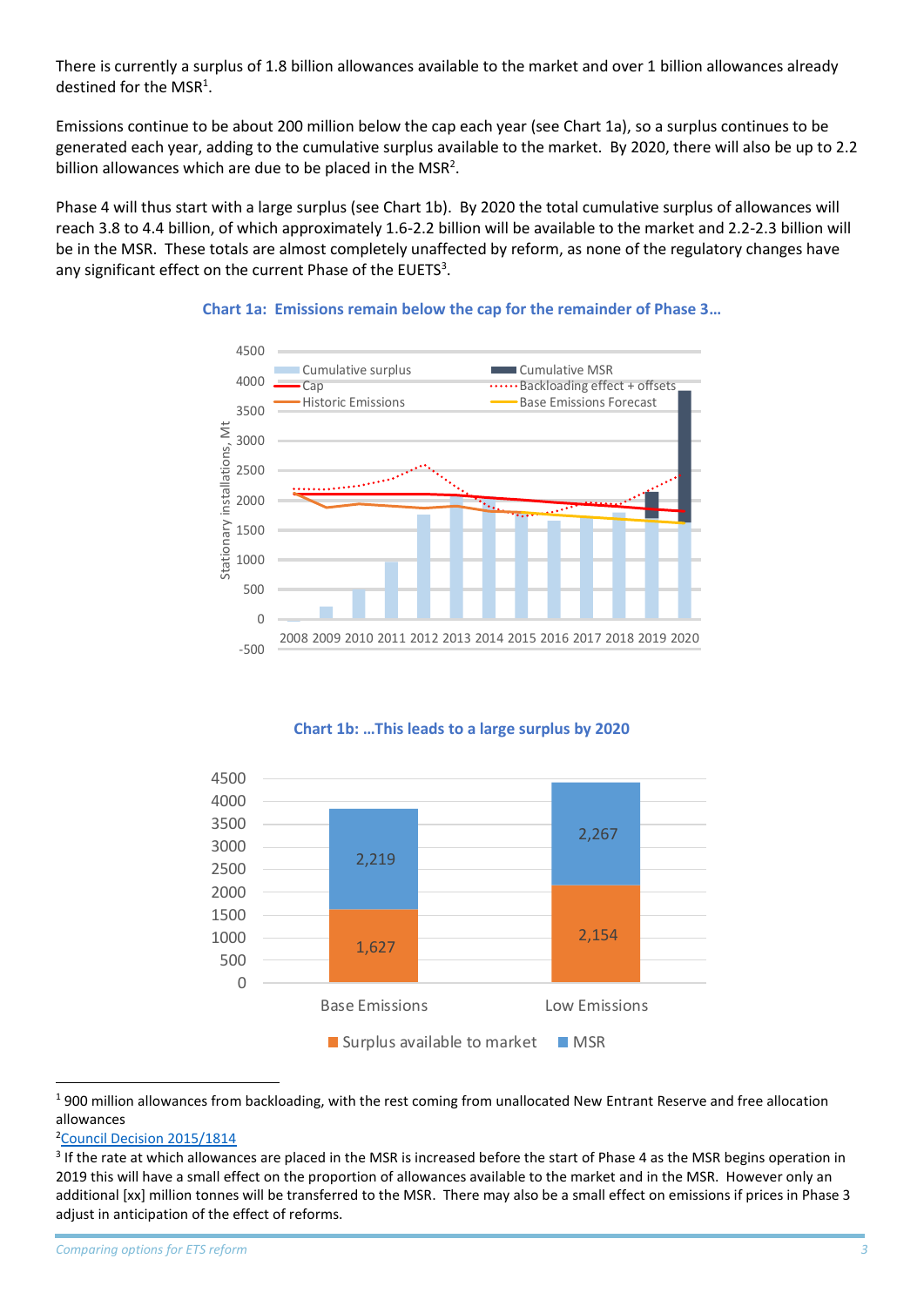There is currently a surplus of 1.8 billion allowances available to the market and over 1 billion allowances already destined for the MSR[1].

Emissions continue to be about 200 million below the cap each year (see Chart 1a), so a surplus continues to be generated each year, adding to the cumulative surplus available to the market. By 2020, there will also be up to 2.2 billion allowances which are due to be placed in the MSR[2].

Phase 4 will thus start with a large surplus (see Chart 1b). By 2020 the total cumulative surplus of allowances will reach 3.8 to 4.4 billion, of which approximately 1.6-2.2 billion will be available to the market and 2.2-2.3 billion will be in the MSR. These totals are almost completely unaffected by reform, as none of the regulatory changes have any significant effect on the current Phase of the EUETS[3].

**Chart 1a: Emissions remain below the cap for the remainder of Phase 3…**

**Chart 1b: …This leads to a large surplus by 2020**

| | Surplus available to market | MSR |
|---|---|---|
| Base Emissions | 1,627 | 2,219 |
| Low Emissions | 2,154 | 2,267 |

---

[1] 900 million allowances from backloading, with the rest coming from unallocated New Entrant Reserve and free allocation allowances

[2] Council Decision 2015/1814

[3] If the rate at which allowances are placed in the MSR is increased before the start of Phase 4 as the MSR begins operation in 2019 this will have a small effect on the proportion of allowances available to the market and in the MSR. However only an additional [xx] million tonnes will be transferred to the MSR. There may also be a small effect on emissions if prices in Phase 3 adjust in anticipation of the effect of reforms.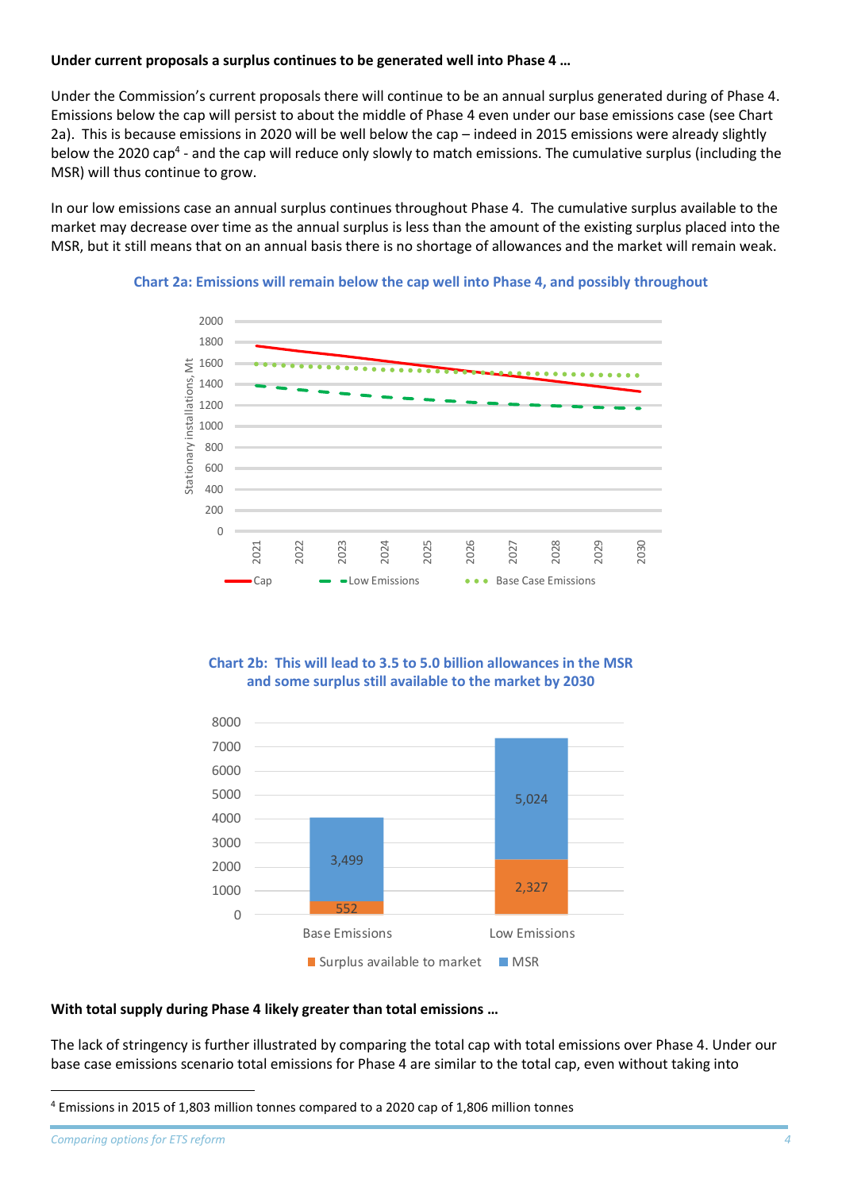**Under current proposals a surplus continues to be generated well into Phase 4 …**

Under the Commission's current proposals there will continue to be an annual surplus generated during of Phase 4. Emissions below the cap will persist to about the middle of Phase 4 even under our base emissions case (see Chart 2a). This is because emissions in 2020 will be well below the cap – indeed in 2015 emissions were already slightly below the 2020 cap[4] - and the cap will reduce only slowly to match emissions. The cumulative surplus (including the MSR) will thus continue to grow.

In our low emissions case an annual surplus continues throughout Phase 4. The cumulative surplus available to the market may decrease over time as the annual surplus is less than the amount of the existing surplus placed into the MSR, but it still means that on an annual basis there is no shortage of allowances and the market will remain weak.

**Chart 2a: Emissions will remain below the cap well into Phase 4, and possibly throughout**

**Chart 2b: This will lead to 3.5 to 5.0 billion allowances in the MSR and some surplus still available to the market by 2030**

**With total supply during Phase 4 likely greater than total emissions …**

The lack of stringency is further illustrated by comparing the total cap with total emissions over Phase 4. Under our base case emissions scenario total emissions for Phase 4 are similar to the total cap, even without taking into

[4] Emissions in 2015 of 1,803 million tonnes compared to a 2020 cap of 1,806 million tonnes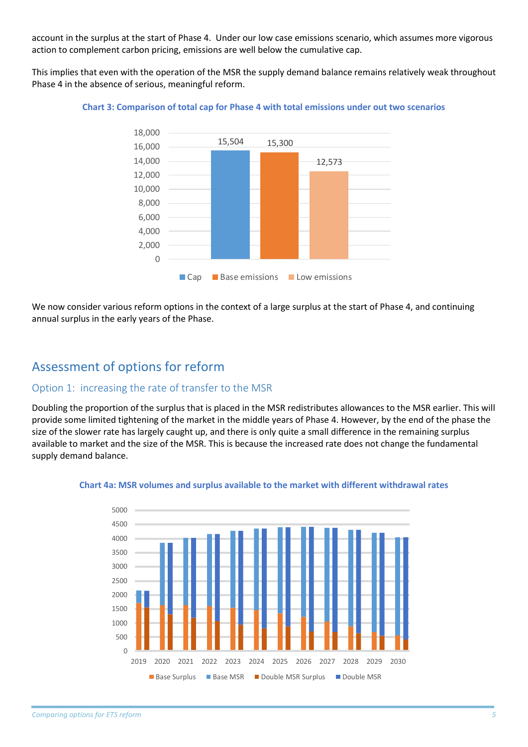account in the surplus at the start of Phase 4. Under our low case emissions scenario, which assumes more vigorous action to complement carbon pricing, emissions are well below the cumulative cap.

This implies that even with the operation of the MSR the supply demand balance remains relatively weak throughout Phase 4 in the absence of serious, meaningful reform.

**Chart 3: Comparison of total cap for Phase 4 with total emissions under out two scenarios**

| | Value |
|---|---|
| Cap | 15,504 |
| Base emissions | 15,300 |
| Low emissions | 12,573 |

We now consider various reform options in the context of a large surplus at the start of Phase 4, and continuing annual surplus in the early years of the Phase.

## Assessment of options for reform

### Option 1: increasing the rate of transfer to the MSR

Doubling the proportion of the surplus that is placed in the MSR redistributes allowances to the MSR earlier. This will provide some limited tightening of the market in the middle years of Phase 4. However, by the end of the phase the size of the slower rate has largely caught up, and there is only quite a small difference in the remaining surplus available to market and the size of the MSR. This is because the increased rate does not change the fundamental supply demand balance.

**Chart 4a: MSR volumes and surplus available to the market with different withdrawal rates**

Legend: Base Surplus, Base MSR, Double MSR Surplus, Double MSR (years 2019–2030)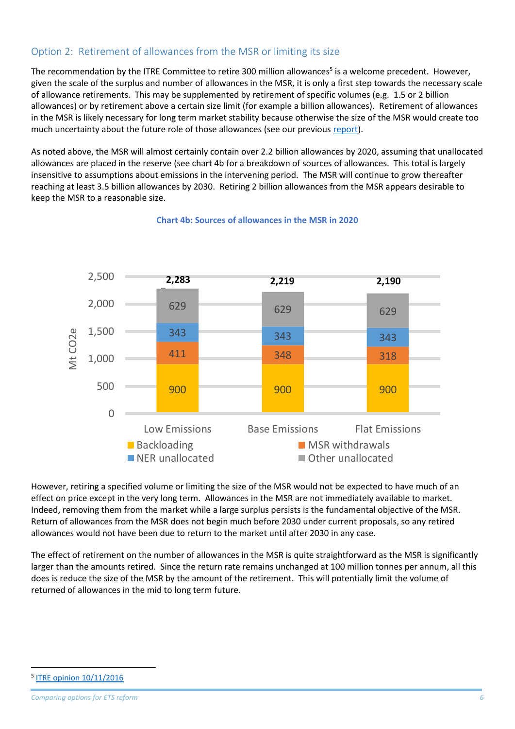## Option 2: Retirement of allowances from the MSR or limiting its size

The recommendation by the ITRE Committee to retire 300 million allowances[5] is a welcome precedent. However, given the scale of the surplus and number of allowances in the MSR, it is only a first step towards the necessary scale of allowance retirements. This may be supplemented by retirement of specific volumes (e.g. 1.5 or 2 billion allowances) or by retirement above a certain size limit (for example a billion allowances). Retirement of allowances in the MSR is likely necessary for long term market stability because otherwise the size of the MSR would create too much uncertainty about the future role of those allowances (see our previous report).

As noted above, the MSR will almost certainly contain over 2.2 billion allowances by 2020, assuming that unallocated allowances are placed in the reserve (see chart 4b for a breakdown of sources of allowances. This total is largely insensitive to assumptions about emissions in the intervening period. The MSR will continue to grow thereafter reaching at least 3.5 billion allowances by 2030. Retiring 2 billion allowances from the MSR appears desirable to keep the MSR to a reasonable size.

**Chart 4b: Sources of allowances in the MSR in 2020**

| Mt CO2e | Low Emissions | Base Emissions | Flat Emissions |
| --- | --- | --- | --- |
| Backloading | 900 | 900 | 900 |
| MSR withdrawals | 411 | 348 | 318 |
| NER unallocated | 343 | 343 | 343 |
| Other unallocated | 629 | 629 | 629 |
| Total | 2,283 | 2,219 | 2,190 |

However, retiring a specified volume or limiting the size of the MSR would not be expected to have much of an effect on price except in the very long term. Allowances in the MSR are not immediately available to market. Indeed, removing them from the market while a large surplus persists is the fundamental objective of the MSR. Return of allowances from the MSR does not begin much before 2030 under current proposals, so any retired allowances would not have been due to return to the market until after 2030 in any case.

The effect of retirement on the number of allowances in the MSR is quite straightforward as the MSR is significantly larger than the amounts retired. Since the return rate remains unchanged at 100 million tonnes per annum, all this does is reduce the size of the MSR by the amount of the retirement. This will potentially limit the volume of returned of allowances in the mid to long term future.

---

[5] ITRE opinion 10/11/2016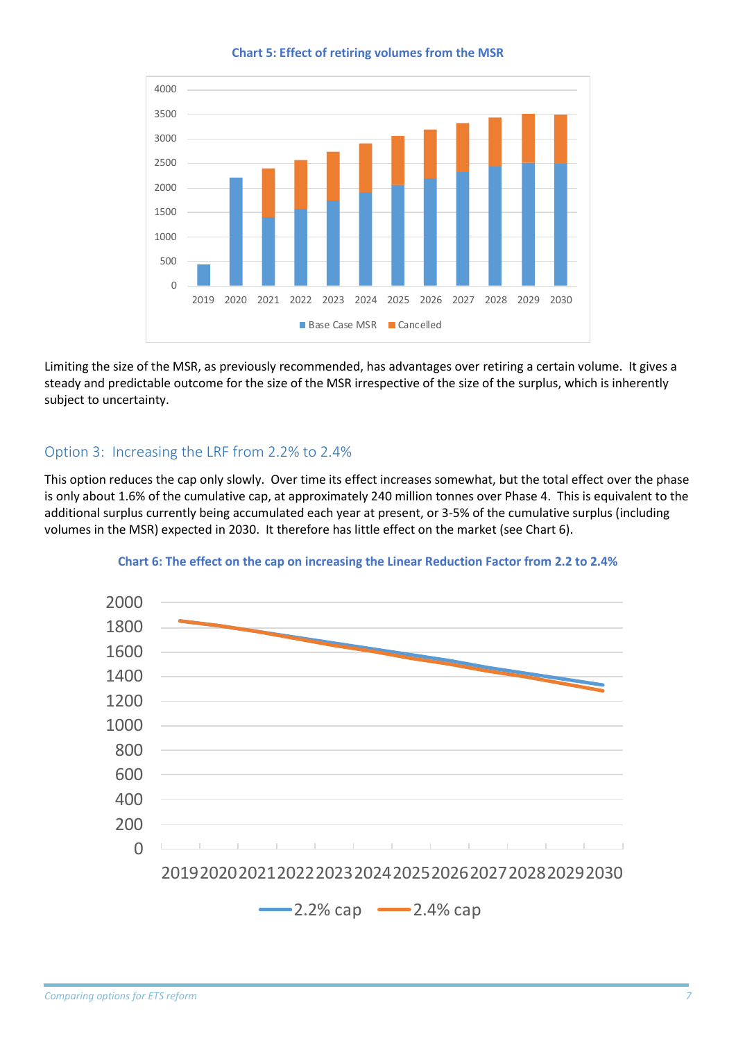**Chart 5: Effect of retiring volumes from the MSR**

Limiting the size of the MSR, as previously recommended, has advantages over retiring a certain volume. It gives a steady and predictable outcome for the size of the MSR irrespective of the size of the surplus, which is inherently subject to uncertainty.

## Option 3: Increasing the LRF from 2.2% to 2.4%

This option reduces the cap only slowly. Over time its effect increases somewhat, but the total effect over the phase is only about 1.6% of the cumulative cap, at approximately 240 million tonnes over Phase 4. This is equivalent to the additional surplus currently being accumulated each year at present, or 3-5% of the cumulative surplus (including volumes in the MSR) expected in 2030. It therefore has little effect on the market (see Chart 6).

**Chart 6: The effect on the cap on increasing the Linear Reduction Factor from 2.2 to 2.4%**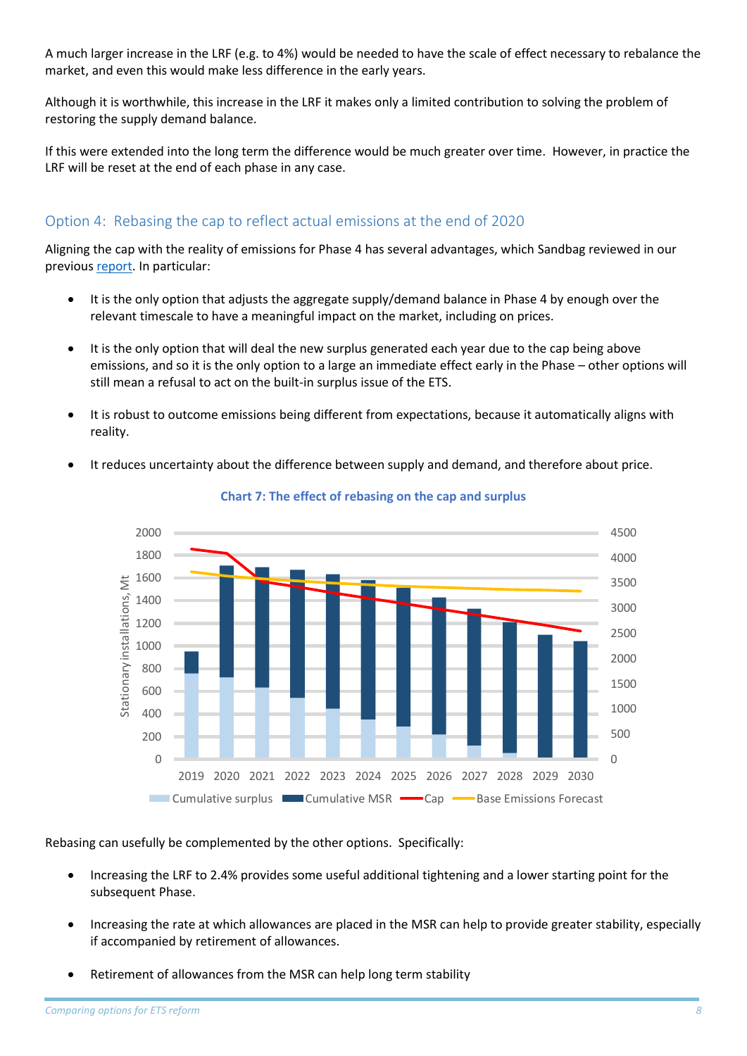A much larger increase in the LRF (e.g. to 4%) would be needed to have the scale of effect necessary to rebalance the market, and even this would make less difference in the early years.

Although it is worthwhile, this increase in the LRF it makes only a limited contribution to solving the problem of restoring the supply demand balance.

If this were extended into the long term the difference would be much greater over time. However, in practice the LRF will be reset at the end of each phase in any case.

## Option 4: Rebasing the cap to reflect actual emissions at the end of 2020

Aligning the cap with the reality of emissions for Phase 4 has several advantages, which Sandbag reviewed in our previous report. In particular:

- It is the only option that adjusts the aggregate supply/demand balance in Phase 4 by enough over the relevant timescale to have a meaningful impact on the market, including on prices.
- It is the only option that will deal the new surplus generated each year due to the cap being above emissions, and so it is the only option to a large an immediate effect early in the Phase – other options will still mean a refusal to act on the built-in surplus issue of the ETS.
- It is robust to outcome emissions being different from expectations, because it automatically aligns with reality.
- It reduces uncertainty about the difference between supply and demand, and therefore about price.

**Chart 7: The effect of rebasing on the cap and surplus**

Rebasing can usefully be complemented by the other options. Specifically:

- Increasing the LRF to 2.4% provides some useful additional tightening and a lower starting point for the subsequent Phase.
- Increasing the rate at which allowances are placed in the MSR can help to provide greater stability, especially if accompanied by retirement of allowances.
- Retirement of allowances from the MSR can help long term stability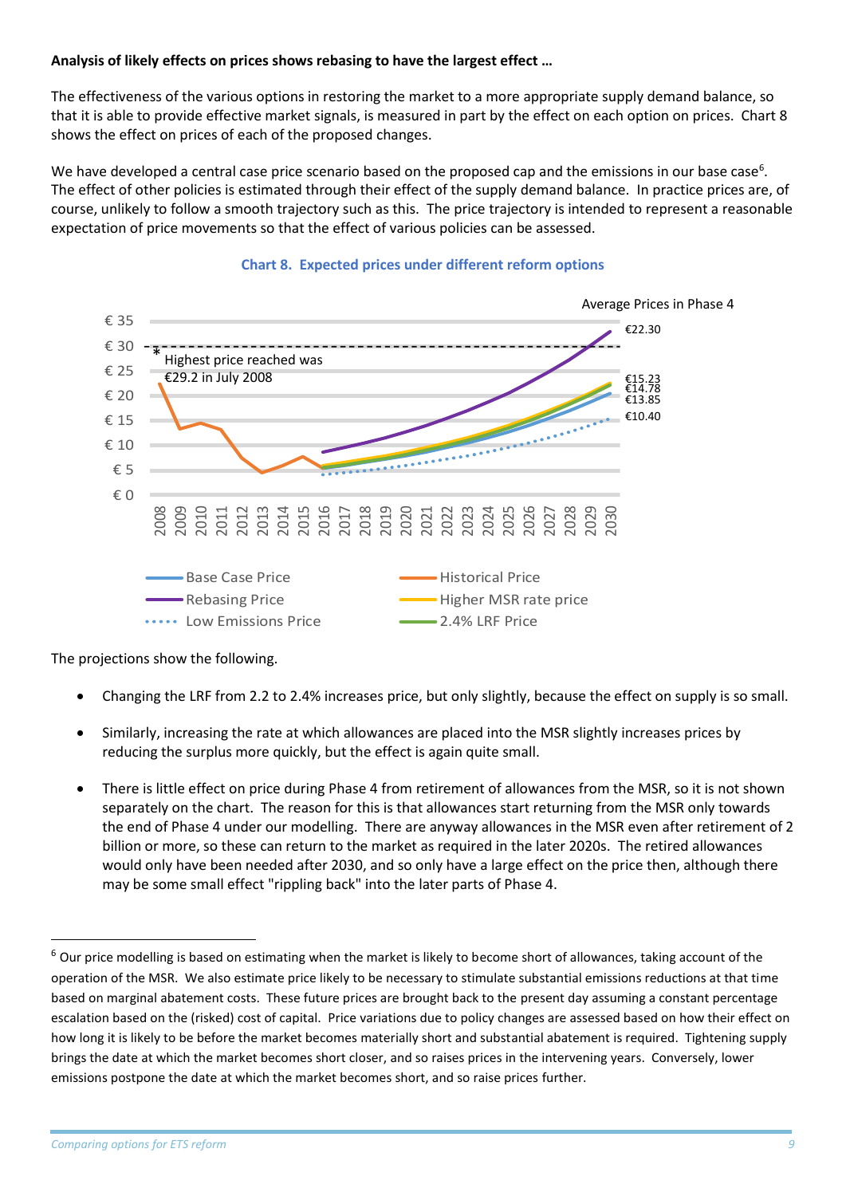**Analysis of likely effects on prices shows rebasing to have the largest effect …**

The effectiveness of the various options in restoring the market to a more appropriate supply demand balance, so that it is able to provide effective market signals, is measured in part by the effect on each option on prices. Chart 8 shows the effect on prices of each of the proposed changes.

We have developed a central case price scenario based on the proposed cap and the emissions in our base case[6]. The effect of other policies is estimated through their effect of the supply demand balance. In practice prices are, of course, unlikely to follow a smooth trajectory such as this. The price trajectory is intended to represent a reasonable expectation of price movements so that the effect of various policies can be assessed.

**Chart 8. Expected prices under different reform options**

Average Prices in Phase 4

€22.30
€15.23
€14.78
€13.85
€10.40

* Highest price reached was €29.2 in July 2008

Base Case Price | Historical Price | Rebasing Price | Higher MSR rate price | Low Emissions Price | 2.4% LRF Price

The projections show the following.

- Changing the LRF from 2.2 to 2.4% increases price, but only slightly, because the effect on supply is so small.
- Similarly, increasing the rate at which allowances are placed into the MSR slightly increases prices by reducing the surplus more quickly, but the effect is again quite small.
- There is little effect on price during Phase 4 from retirement of allowances from the MSR, so it is not shown separately on the chart. The reason for this is that allowances start returning from the MSR only towards the end of Phase 4 under our modelling. There are anyway allowances in the MSR even after retirement of 2 billion or more, so these can return to the market as required in the later 2020s. The retired allowances would only have been needed after 2030, and so only have a large effect on the price then, although there may be some small effect "rippling back" into the later parts of Phase 4.

---

[6] Our price modelling is based on estimating when the market is likely to become short of allowances, taking account of the operation of the MSR. We also estimate price likely to be necessary to stimulate substantial emissions reductions at that time based on marginal abatement costs. These future prices are brought back to the present day assuming a constant percentage escalation based on the (risked) cost of capital. Price variations due to policy changes are assessed based on how their effect on how long it is likely to be before the market becomes materially short and substantial abatement is required. Tightening supply brings the date at which the market becomes short closer, and so raises prices in the intervening years. Conversely, lower emissions postpone the date at which the market becomes short, and so raise prices further.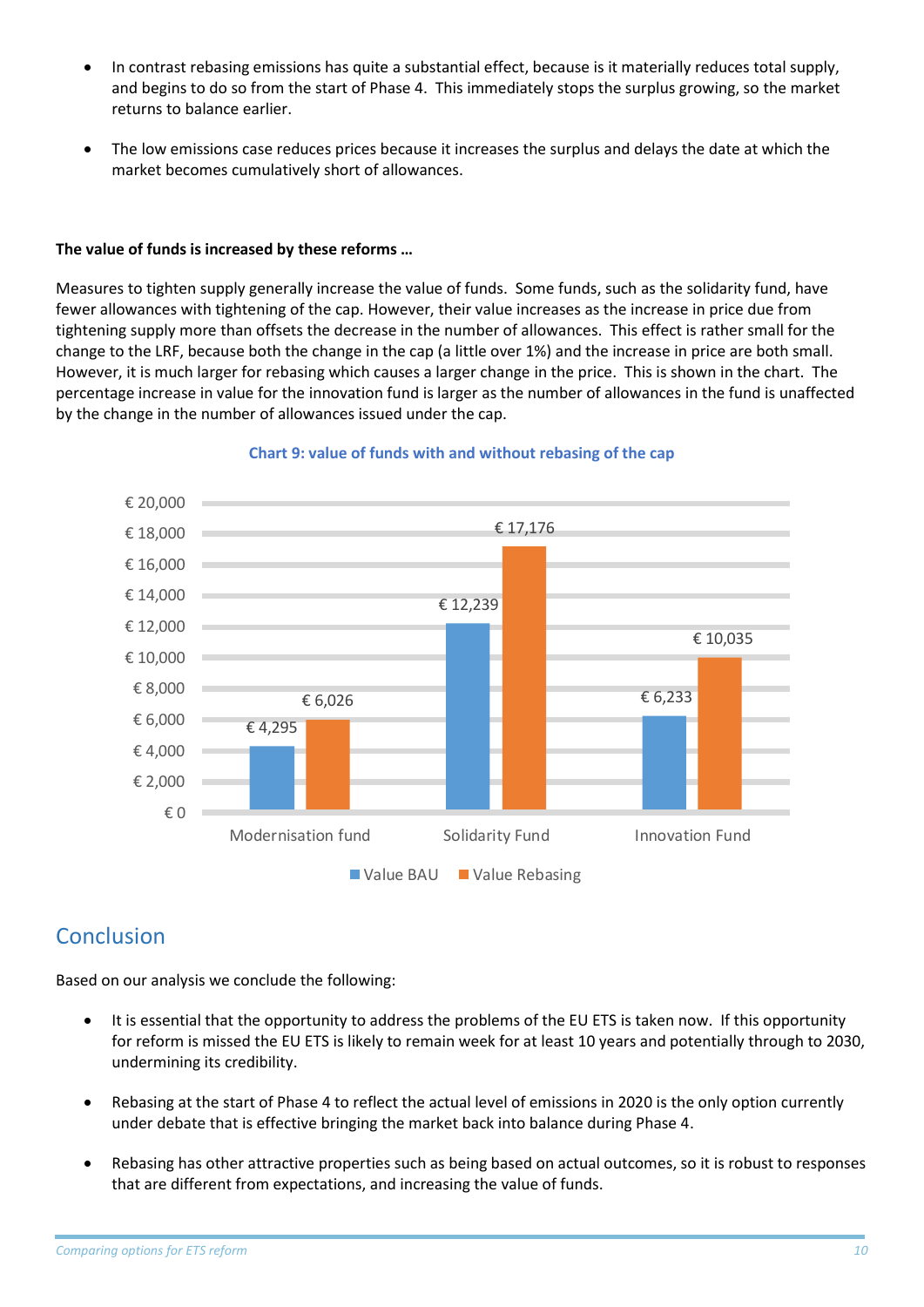- In contrast rebasing emissions has quite a substantial effect, because is it materially reduces total supply, and begins to do so from the start of Phase 4. This immediately stops the surplus growing, so the market returns to balance earlier.
- The low emissions case reduces prices because it increases the surplus and delays the date at which the market becomes cumulatively short of allowances.

**The value of funds is increased by these reforms …**

Measures to tighten supply generally increase the value of funds. Some funds, such as the solidarity fund, have fewer allowances with tightening of the cap. However, their value increases as the increase in price due from tightening supply more than offsets the decrease in the number of allowances. This effect is rather small for the change to the LRF, because both the change in the cap (a little over 1%) and the increase in price are both small. However, it is much larger for rebasing which causes a larger change in the price. This is shown in the chart. The percentage increase in value for the innovation fund is larger as the number of allowances in the fund is unaffected by the change in the number of allowances issued under the cap.

**Chart 9: value of funds with and without rebasing of the cap**

| | Value BAU | Value Rebasing |
|---|---|---|
| Modernisation fund | € 4,295 | € 6,026 |
| Solidarity Fund | € 12,239 | € 17,176 |
| Innovation Fund | € 6,233 | € 10,035 |

## Conclusion

Based on our analysis we conclude the following:

- It is essential that the opportunity to address the problems of the EU ETS is taken now. If this opportunity for reform is missed the EU ETS is likely to remain week for at least 10 years and potentially through to 2030, undermining its credibility.
- Rebasing at the start of Phase 4 to reflect the actual level of emissions in 2020 is the only option currently under debate that is effective bringing the market back into balance during Phase 4.
- Rebasing has other attractive properties such as being based on actual outcomes, so it is robust to responses that are different from expectations, and increasing the value of funds.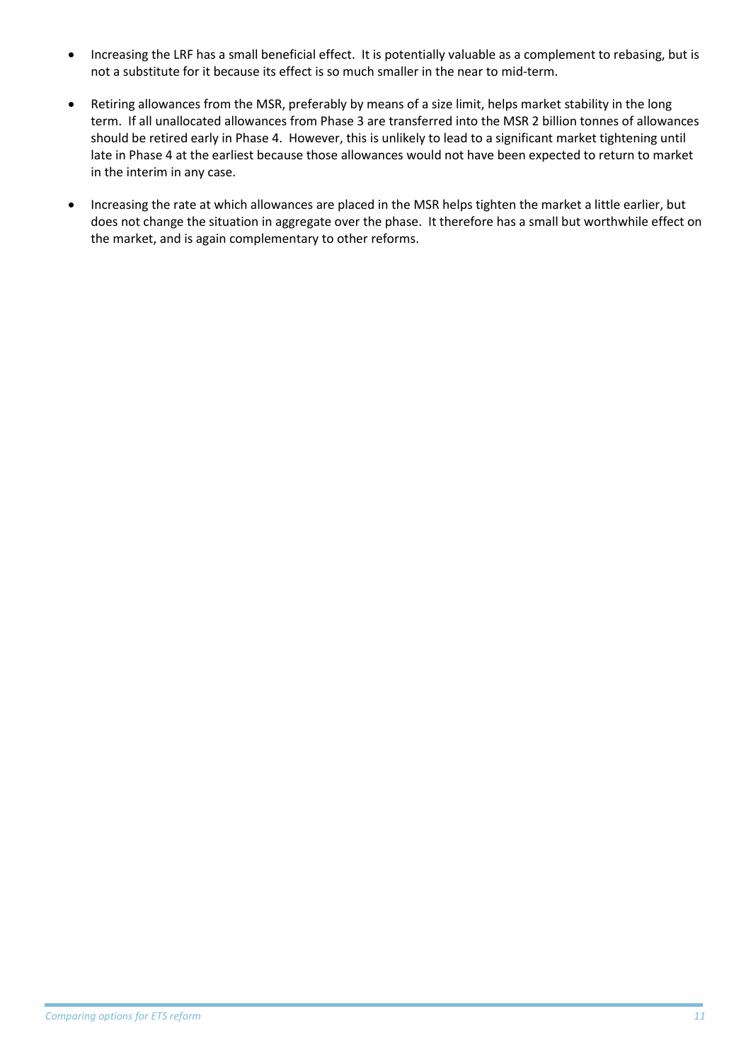- Increasing the LRF has a small beneficial effect. It is potentially valuable as a complement to rebasing, but is not a substitute for it because its effect is so much smaller in the near to mid-term.
- Retiring allowances from the MSR, preferably by means of a size limit, helps market stability in the long term. If all unallocated allowances from Phase 3 are transferred into the MSR 2 billion tonnes of allowances should be retired early in Phase 4. However, this is unlikely to lead to a significant market tightening until late in Phase 4 at the earliest because those allowances would not have been expected to return to market in the interim in any case.
- Increasing the rate at which allowances are placed in the MSR helps tighten the market a little earlier, but does not change the situation in aggregate over the phase. It therefore has a small but worthwhile effect on the market, and is again complementary to other reforms.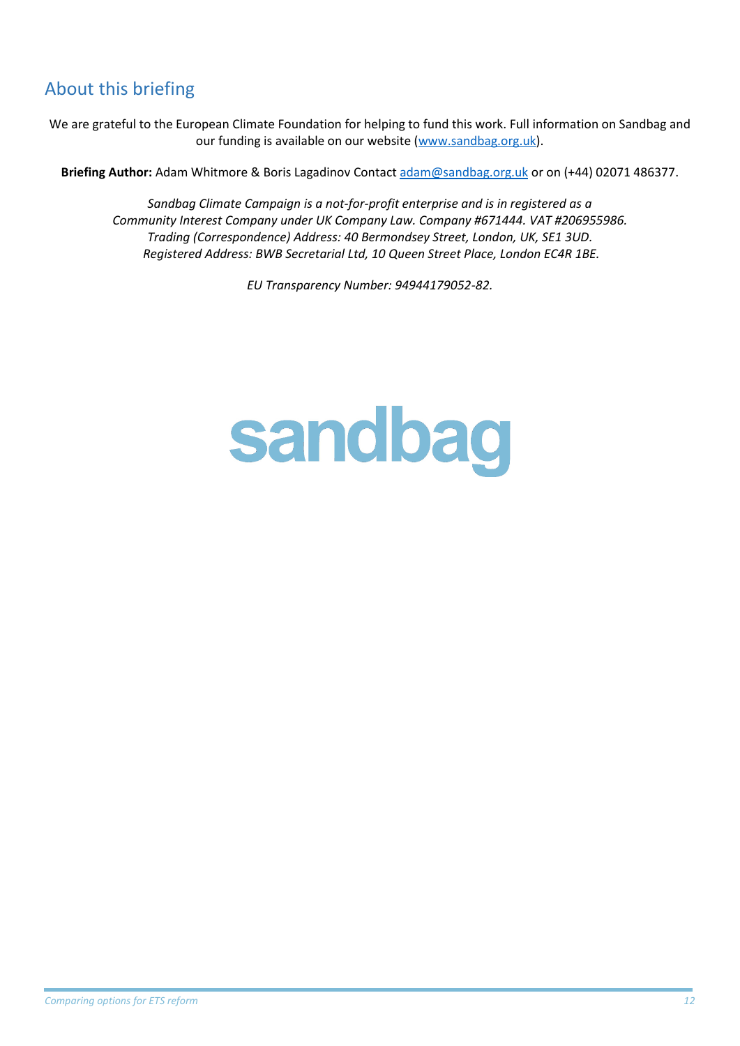## About this briefing

We are grateful to the European Climate Foundation for helping to fund this work. Full information on Sandbag and our funding is available on our website (www.sandbag.org.uk).

**Briefing Author:** Adam Whitmore & Boris Lagadinov Contact adam@sandbag.org.uk or on (+44) 02071 486377.

*Sandbag Climate Campaign is a not-for-profit enterprise and is in registered as a Community Interest Company under UK Company Law. Company #671444. VAT #206955986. Trading (Correspondence) Address: 40 Bermondsey Street, London, UK, SE1 3UD. Registered Address: BWB Secretarial Ltd, 10 Queen Street Place, London EC4R 1BE.*

*EU Transparency Number: 94944179052-82.*

sandbag